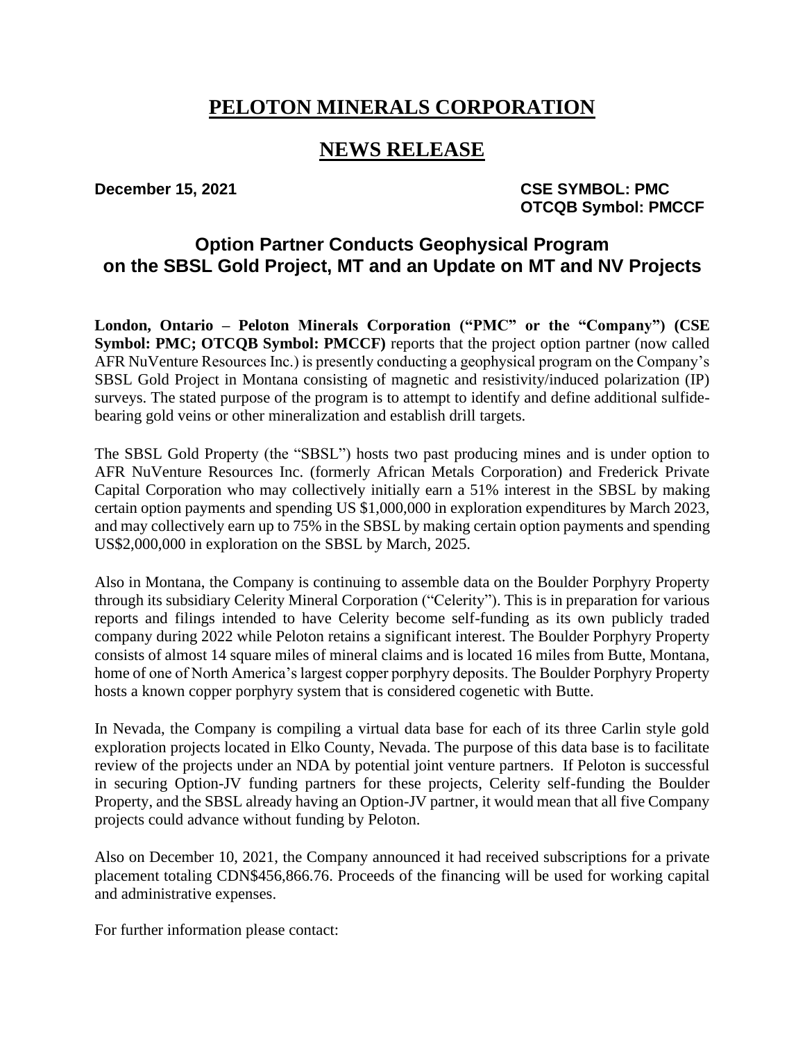# PELOTON MINERALS CORPORATION

# NEWS RELEASE

**December 15, 2021** **CSE SYMBOL: PMC**
**OTCQB Symbol: PMCCF**

## Option Partner Conducts Geophysical Program on the SBSL Gold Project, MT and an Update on MT and NV Projects

**London, Ontario – Peloton Minerals Corporation ("PMC" or the "Company") (CSE Symbol: PMC; OTCQB Symbol: PMCCF)** reports that the project option partner (now called AFR NuVenture Resources Inc.) is presently conducting a geophysical program on the Company's SBSL Gold Project in Montana consisting of magnetic and resistivity/induced polarization (IP) surveys. The stated purpose of the program is to attempt to identify and define additional sulfide-bearing gold veins or other mineralization and establish drill targets.

The SBSL Gold Property (the "SBSL") hosts two past producing mines and is under option to AFR NuVenture Resources Inc. (formerly African Metals Corporation) and Frederick Private Capital Corporation who may collectively initially earn a 51% interest in the SBSL by making certain option payments and spending US $1,000,000 in exploration expenditures by March 2023, and may collectively earn up to 75% in the SBSL by making certain option payments and spending US$2,000,000 in exploration on the SBSL by March, 2025.

Also in Montana, the Company is continuing to assemble data on the Boulder Porphyry Property through its subsidiary Celerity Mineral Corporation ("Celerity"). This is in preparation for various reports and filings intended to have Celerity become self-funding as its own publicly traded company during 2022 while Peloton retains a significant interest. The Boulder Porphyry Property consists of almost 14 square miles of mineral claims and is located 16 miles from Butte, Montana, home of one of North America's largest copper porphyry deposits. The Boulder Porphyry Property hosts a known copper porphyry system that is considered cogenetic with Butte.

In Nevada, the Company is compiling a virtual data base for each of its three Carlin style gold exploration projects located in Elko County, Nevada. The purpose of this data base is to facilitate review of the projects under an NDA by potential joint venture partners. If Peloton is successful in securing Option-JV funding partners for these projects, Celerity self-funding the Boulder Property, and the SBSL already having an Option-JV partner, it would mean that all five Company projects could advance without funding by Peloton.

Also on December 10, 2021, the Company announced it had received subscriptions for a private placement totaling CDN$456,866.76. Proceeds of the financing will be used for working capital and administrative expenses.

For further information please contact: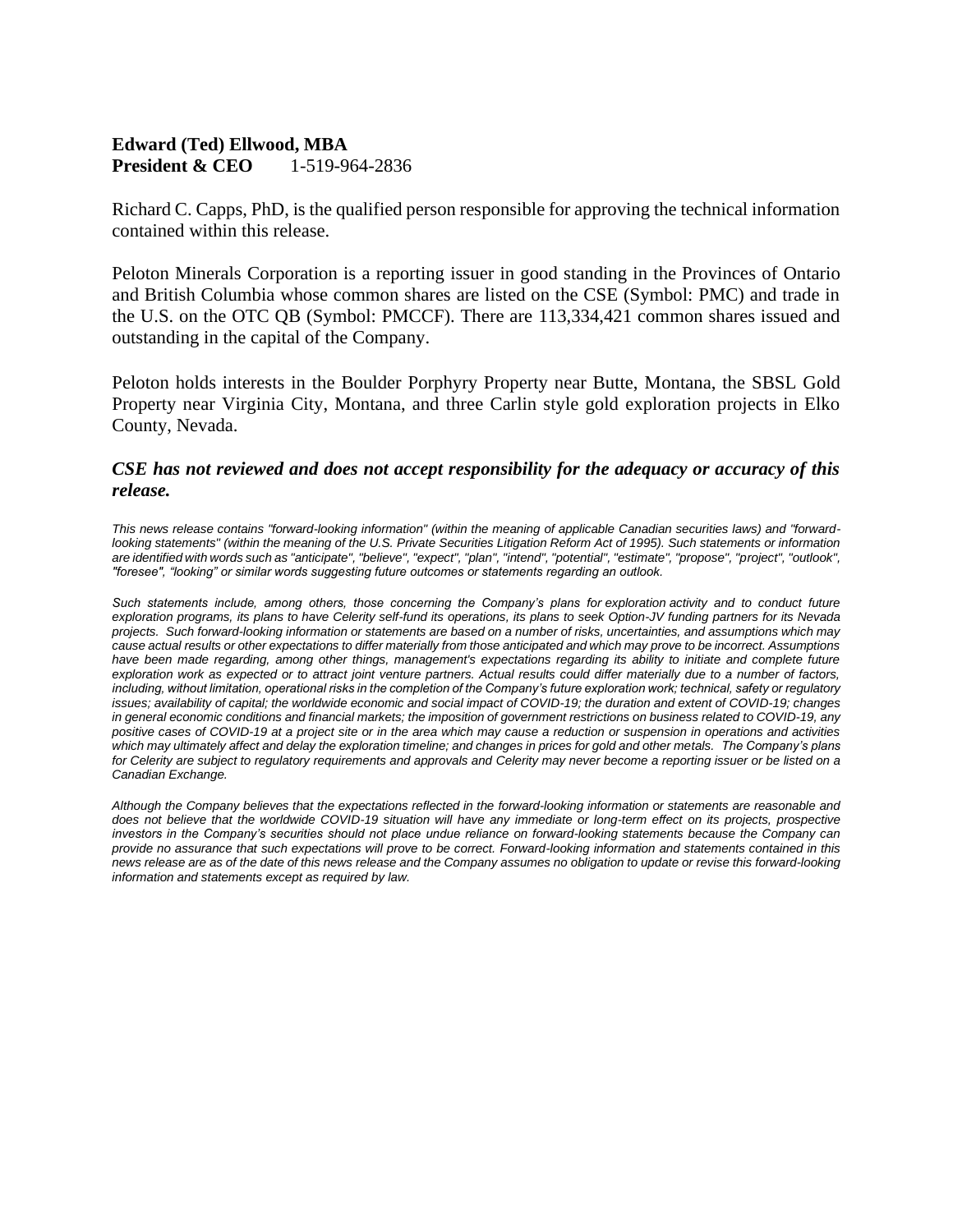**Edward (Ted) Ellwood, MBA**
**President & CEO** 1-519-964-2836

Richard C. Capps, PhD, is the qualified person responsible for approving the technical information contained within this release.

Peloton Minerals Corporation is a reporting issuer in good standing in the Provinces of Ontario and British Columbia whose common shares are listed on the CSE (Symbol: PMC) and trade in the U.S. on the OTC QB (Symbol: PMCCF). There are 113,334,421 common shares issued and outstanding in the capital of the Company.

Peloton holds interests in the Boulder Porphyry Property near Butte, Montana, the SBSL Gold Property near Virginia City, Montana, and three Carlin style gold exploration projects in Elko County, Nevada.

***CSE has not reviewed and does not accept responsibility for the adequacy or accuracy of this release.***

*This news release contains "forward-looking information" (within the meaning of applicable Canadian securities laws) and "forward-looking statements" (within the meaning of the U.S. Private Securities Litigation Reform Act of 1995). Such statements or information are identified with words such as "anticipate", "believe", "expect", "plan", "intend", "potential", "estimate", "propose", "project", "outlook", "foresee", "looking" or similar words suggesting future outcomes or statements regarding an outlook.*

*Such statements include, among others, those concerning the Company's plans for exploration activity and to conduct future exploration programs, its plans to have Celerity self-fund its operations, its plans to seek Option-JV funding partners for its Nevada projects. Such forward-looking information or statements are based on a number of risks, uncertainties, and assumptions which may cause actual results or other expectations to differ materially from those anticipated and which may prove to be incorrect. Assumptions have been made regarding, among other things, management's expectations regarding its ability to initiate and complete future exploration work as expected or to attract joint venture partners. Actual results could differ materially due to a number of factors, including, without limitation, operational risks in the completion of the Company's future exploration work; technical, safety or regulatory issues; availability of capital; the worldwide economic and social impact of COVID-19; the duration and extent of COVID-19; changes in general economic conditions and financial markets; the imposition of government restrictions on business related to COVID-19, any positive cases of COVID-19 at a project site or in the area which may cause a reduction or suspension in operations and activities which may ultimately affect and delay the exploration timeline; and changes in prices for gold and other metals. The Company's plans for Celerity are subject to regulatory requirements and approvals and Celerity may never become a reporting issuer or be listed on a Canadian Exchange.*

*Although the Company believes that the expectations reflected in the forward-looking information or statements are reasonable and does not believe that the worldwide COVID-19 situation will have any immediate or long-term effect on its projects, prospective investors in the Company's securities should not place undue reliance on forward-looking statements because the Company can provide no assurance that such expectations will prove to be correct. Forward-looking information and statements contained in this news release are as of the date of this news release and the Company assumes no obligation to update or revise this forward-looking information and statements except as required by law.*